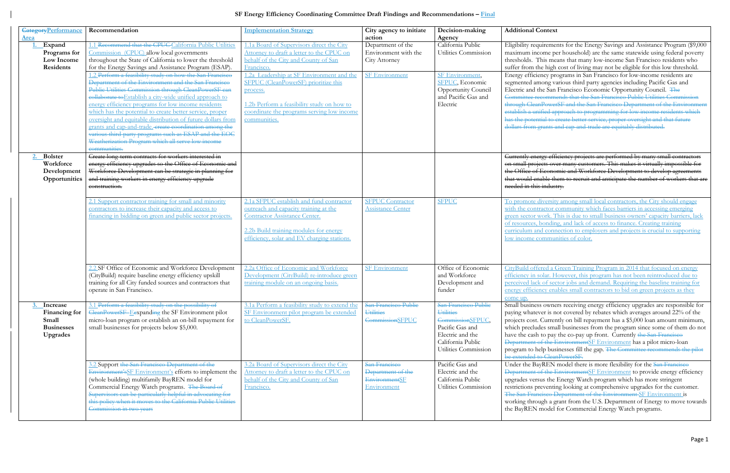# SF Energy Efficiency Coordinating Committee Draft Findings and Recommendations – Final

| ~~Category~~Performance Area | Recommendation | Implementation Strategy | City agency to initiate action | Decision-making Agency | Additional Context |
|---|---|---|---|---|---|
| **1. Expand Programs for Low Income Residents** | 1.1 ~~Recommend that the CPUC~~ California Public Utilities Commission (CPUC) allow local governments throughout the State of California to lower the threshold for the Energy Savings and Assistance Program (ESAP). | 1.1a Board of Supervisors direct the City Attorney to draft a letter to the CPUC on behalf of the City and County of San Francisco. | Department of the Environment with the City Attorney | California Public Utilities Commission | Eligibility requirements for the Energy Savings and Assistance Program ($9,000 maximum income per household) are the same statewide using federal poverty thresholds. This means that many low-income San Francisco residents who suffer from the high cost of living may not be eligible for this low threshold. |
| | 1.2 ~~Perform a feasibility study on how the San Francisco Department of the Environment and the San Francisco Public Utilities Commission through CleanPowerSF can collaborate to~~Establish a city-wide unified approach to energy efficiency programs for low income residents which has the potential to create better service, proper oversight and equitable distribution of future dollars from grants and cap-and-trade. ~~create coordination among the various third party programs such as ESAP and the EOC Weatherization Program which all serve low income communities.~~ | 1.2a Leadership at SF Environment and the SFPUC (CleanPowerSF) prioritize this process.<br><br>1.2b Perform a feasibility study on how to coordinate the programs serving low income communities. | SF Environment | SF Environment, SFPUC, Economic Opportunity Council and Pacific Gas and Electric | Energy efficiency programs in San Francisco for low-income residents are segmented among various third party agencies including Pacific Gas and Electric and the San Francisco Economic Opportunity Council. ~~The Committee recommends that the San Francisco Public Utilities Commission through CleanPowerSF and the San Francisco Department of the Environment establish a unified approach to programming for low income residents which has the potential to create better service, proper oversight and that future dollars from grants and cap-and-trade are equitably distributed.~~ |
| **2. Bolster Workforce Development Opportunities** | ~~Create long-term contracts for workers interested in energy efficiency upgrades so the Office of Economic and Workforce Development can be strategic in planning for and training workers in energy efficiency upgrade construction.~~ | | | | ~~Currently energy efficiency projects are performed by many small contractors on small projects over many customers. This makes it virtually impossible for the Office of Economic and Workforce Development to develop agreements that would enable them to recruit and anticipate the number of workers that are needed in this industry.~~ |
| | 2.1 Support contractor training for small and minority contractors to increase their capacity and access to financing in bidding on green and public sector projects. | 2.1a SFPUC establish and fund contractor outreach and capacity training at the Contractor Assistance Center.<br><br>2.2b Build training modules for energy efficiency, solar and EV charging stations. | SFPUC Contractor Assistance Center | SFPUC | To promote diversity among small local contractors, the City should engage with the contractor community which faces barriers in accessing emerging green sector work. This is due to small business owners' capacity barriers, lack of resources, bonding, and lack of access to finance. Creating training curriculum and connection to employers and projects is crucial to supporting low income communities of color. |
| | 2.2 SF Office of Economic and Workforce Development (CityBuild) require baseline energy efficiency upskill training for all City funded sources and contractors that operate in San Francisco. | 2.2a Office of Economic and Workforce Development (CityBuild) re-introduce green training module on an ongoing basis. | SF Environment | Office of Economic and Workforce Development and funder | CityBuild offered a Green Training Program in 2014 that focused on energy efficiency in solar. However, this program has not been reintroduced due to perceived lack of sector jobs and demand. Requiring the baseline training for energy efficiency enables small contractors to bid on green projects as they come up. |
| **3. Increase Financing for Small Businesses Upgrades** | 3.1 ~~Perform a feasibility study on the possibility of CleanPowerSF~~ Expand~~ing~~ the SF Environment pilot micro-loan program or establish an on-bill repayment for small businesses for projects below $5,000. | 3.1a Perform a feasibility study to extend the SF Environment pilot program be extended to CleanPowerSF. | ~~San Francisco Public Utilities Commission~~SFPUC | ~~San Francisco Public Utilities Commission~~SFPUC, Pacific Gas and Electric and the California Public Utilities Commission | Small business owners receiving energy efficiency upgrades are responsible for paying whatever is not covered by rebates which averages around 22% of the projects cost. Currently on bill repayment has a $5,000 loan amount minimum, which precludes small businesses from the program since some of them do not have the cash to pay the co-pay up front. Currently ~~the San Francisco Department of the Environment~~SF Environment has a pilot micro-loan program to help businesses fill the gap. ~~The Committee recommends the pilot be extended to CleanPowerSF.~~ |
| | 3.2 Support ~~the San Francisco Department of the Environment's~~SF Environment's efforts to implement the (whole building) multifamily BayREN model for Commercial Energy Watch programs. ~~The Board of Supervisors can be particularly helpful in advocating for this policy when it moves to the California Public Utilities Commission in two years~~ | 3.2a Board of Supervisors direct the City Attorney to draft a letter to the CPUC on behalf of the City and County of San Francisco. | ~~San Francisco Department of the Environment~~SF Environment | Pacific Gas and Electric and the California Public Utilities Commission | Under the BayREN model there is more flexibility for the ~~San Francisco Department of the Environment~~SF Environment to provide energy efficiency upgrades versus the Energy Watch program which has more stringent restrictions preventing looking at comprehensive upgrades for the customer. ~~The San Francisco Department of the Environment~~ SF Environment is working through a grant from the U.S. Department of Energy to move towards the BayREN model for Commercial Energy Watch programs. |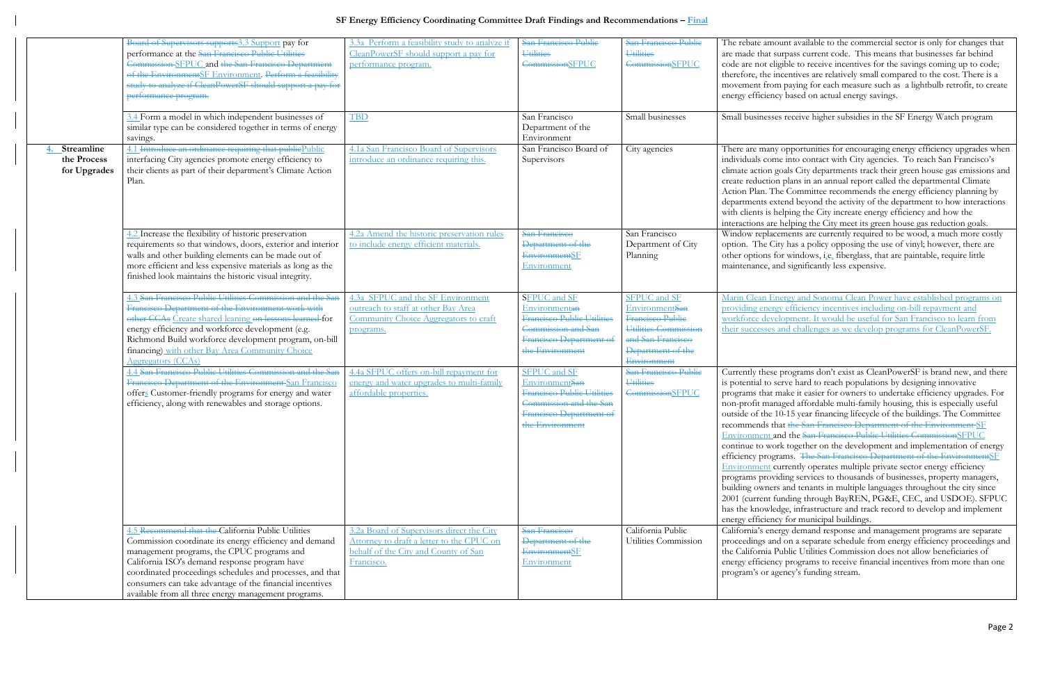| | | | | | |
|---|---|---|---|---|---|
| | ~~Board of Supervisors supports~~3.3 Support pay for performance at the ~~San Francisco Public Utilities Commission~~ SFPUC and ~~the San Francisco Department of the Environment~~SF Environment. ~~Perform a feasibility study to analyze if CleanPowerSF should support a pay for performance program.~~ | 3.3a Perform a feasibility study to analyze if CleanPowerSF should support a pay for performance program. | ~~San Francisco Public Utilities Commission~~SFPUC | ~~San Francisco Public Utilities Commission~~SFPUC | The rebate amount available to the commercial sector is only for changes that are made that surpass current code. This means that businesses far behind code are not eligible to receive incentives for the savings coming up to code; therefore, the incentives are relatively small compared to the cost. There is a movement from paying for each measure such as a lightbulb retrofit, to create energy efficiency based on actual energy savings. |
| | 3.4 Form a model in which independent businesses of similar type can be considered together in terms of energy savings. | TBD | San Francisco Department of the Environment | Small businesses | Small businesses receive higher subsidies in the SF Energy Watch program |
| **4. Streamline the Process for Upgrades** | 4.1 ~~Introduce an ordinance requiring that public~~Public interfacing City agencies promote energy efficiency to their clients as part of their department's Climate Action Plan. | 4.1a San Francisco Board of Supervisors introduce an ordinance requiring this. | San Francisco Board of Supervisors | City agencies | There are many opportunities for encouraging energy efficiency upgrades when individuals come into contact with City agencies. To reach San Francisco's climate action goals City departments track their green house gas emissions and create reduction plans in an annual report called the departmental Climate Action Plan. The Committee recommends the energy efficiency planning by departments extend beyond the activity of the department to how interactions with clients is helping the City increate energy efficiency and how the interactions are helping the City meet its green house gas reduction goals. |
| | 4.2 Increase the flexibility of historic preservation requirements so that windows, doors, exterior and interior walls and other building elements can be made out of more efficient and less expensive materials as long as the finished look maintains the historic visual integrity. | 4.2a Amend the historic preservation rules to include energy efficient materials. | ~~San Francisco Department of the Environment~~SF Environment | San Francisco Department of City Planning | Window replacements are currently required to be wood, a much more costly option. The City has a policy opposing the use of vinyl; however, there are other options for windows, i.e. fiberglass, that are paintable, require little maintenance, and significantly less expensive. |
| | 4.3 ~~San Francisco Public Utilities Commission and the San Francisco Department of the Environment work with other CCAs~~ Create shared leaning ~~on lessons learned~~ for energy efficiency and workforce development (e.g. Richmond Build workforce development program, on-bill financing) with other Bay Area Community Choice Aggregators (CCAs) | 4.3a SFPUC and the SF Environment outreach to staff at other Bay Area Community Choice Aggregators to craft programs. | SFPUC and SF Environment~~an Francisco Public Utilities Commission and San Francisco Department of the Environment~~ | SFPUC and SF Environment~~San Francisco Public Utilities Commission and San Francisco Department of the Environment~~ | Marin Clean Energy and Sonoma Clean Power have established programs on providing energy efficiency incentives including on-bill repayment and workforce development. It would be useful for San Francisco to learn from their successes and challenges as we develop programs for CleanPowerSF. |
| | 4.4 ~~San Francisco Public Utilities Commission and the San Francisco Department of the Environment~~ San Francisco offers Customer-friendly programs for energy and water efficiency, along with renewables and storage options. | 4.4a SFPUC offers on-bill repayment for energy and water upgrades to multi-family affordable properties. | SFPUC and SF Environment~~San Francisco Public Utilities Commission and the San Francisco Department of the Environment~~ | ~~San Francisco Public Utilities Commission~~SFPUC | Currently these programs don't exist as CleanPowerSF is brand new, and there is potential to serve hard to reach populations by designing innovative programs that make it easier for owners to undertake efficiency upgrades. For non-profit managed affordable multi-family housing, this is especially useful outside of the 10-15 year financing lifecycle of the buildings. The Committee recommends that ~~the San Francisco Department of the Environment~~SF Environment and the ~~San Francisco Public Utilities Commission~~SFPUC continue to work together on the development and implementation of energy efficiency programs. ~~The San Francisco Department of the Environment~~SF Environment currently operates multiple private sector energy efficiency programs providing services to thousands of businesses, property managers, building owners and tenants in multiple languages throughout the city since 2001 (current funding through BayREN, PG&E, CEC, and USDOE). SFPUC has the knowledge, infrastructure and track record to develop and implement energy efficiency for municipal buildings. |
| | 4.5 ~~Recommend that the~~ California Public Utilities Commission coordinate its energy efficiency and demand management programs, the CPUC programs and California ISO's demand response program have coordinated proceedings schedules and processes, and that consumers can take advantage of the financial incentives available from all three energy management programs. | 3.2a Board of Supervisors direct the City Attorney to draft a letter to the CPUC on behalf of the City and County of San Francisco. | ~~San Francisco Department of the Environment~~SF Environment | California Public Utilities Commission | California's energy demand response and management programs are separate proceedings and on a separate schedule from energy efficiency proceedings and the California Public Utilities Commission does not allow beneficiaries of energy efficiency programs to receive financial incentives from more than one program's or agency's funding stream. |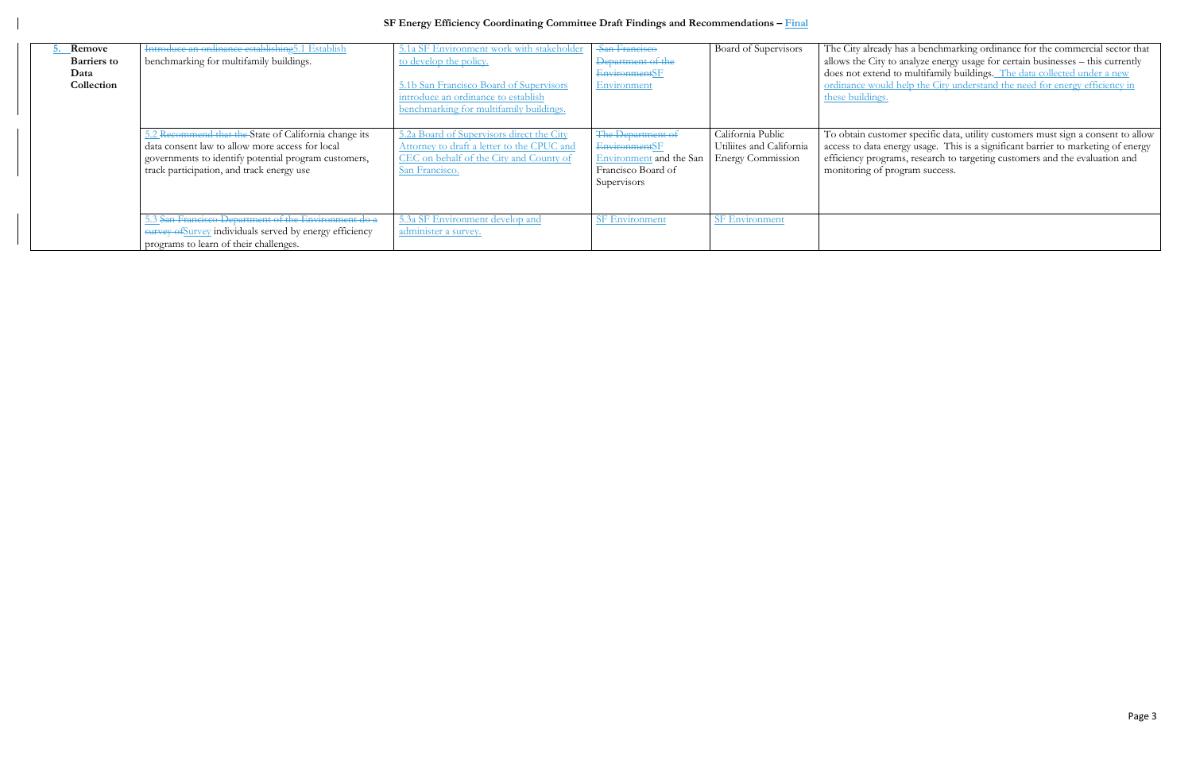**SF Energy Efficiency Coordinating Committee Draft Findings and Recommendations – Final**

| | | | | | |
|---|---|---|---|---|---|
| **5. Remove Barriers to Data Collection** | ~~Introduce an ordinance establishing~~5.1 Establish benchmarking for multifamily buildings. | 5.1a SF Environment work with stakeholder to develop the policy.<br><br>5.1b San Francisco Board of Supervisors introduce an ordinance to establish benchmarking for multifamily buildings. | ~~San Francisco Department of the Environment~~SF Environment | Board of Supervisors | The City already has a benchmarking ordinance for the commercial sector that allows the City to analyze energy usage for certain businesses – this currently does not extend to multifamily buildings. The data collected under a new ordinance would help the City understand the need for energy efficiency in these buildings. |
| | 5.2 ~~Recommend that the~~ State of California change its data consent law to allow more access for local governments to identify potential program customers, track participation, and track energy use | 5.2a Board of Supervisors direct the City Attorney to draft a letter to the CPUC and CEC on behalf of the City and County of San Francisco. | ~~The Department of Environment~~SF Environment and the San Francisco Board of Supervisors | California Public Utiliites and California Energy Commission | To obtain customer specific data, utility customers must sign a consent to allow access to data energy usage. This is a significant barrier to marketing of energy efficiency programs, research to targeting customers and the evaluation and monitoring of program success. |
| | 5.3 ~~San Francisco Department of the Environment do a survey of~~Survey individuals served by energy efficiency programs to learn of their challenges. | 5.3a SF Environment develop and administer a survey. | SF Environment | SF Environment | |